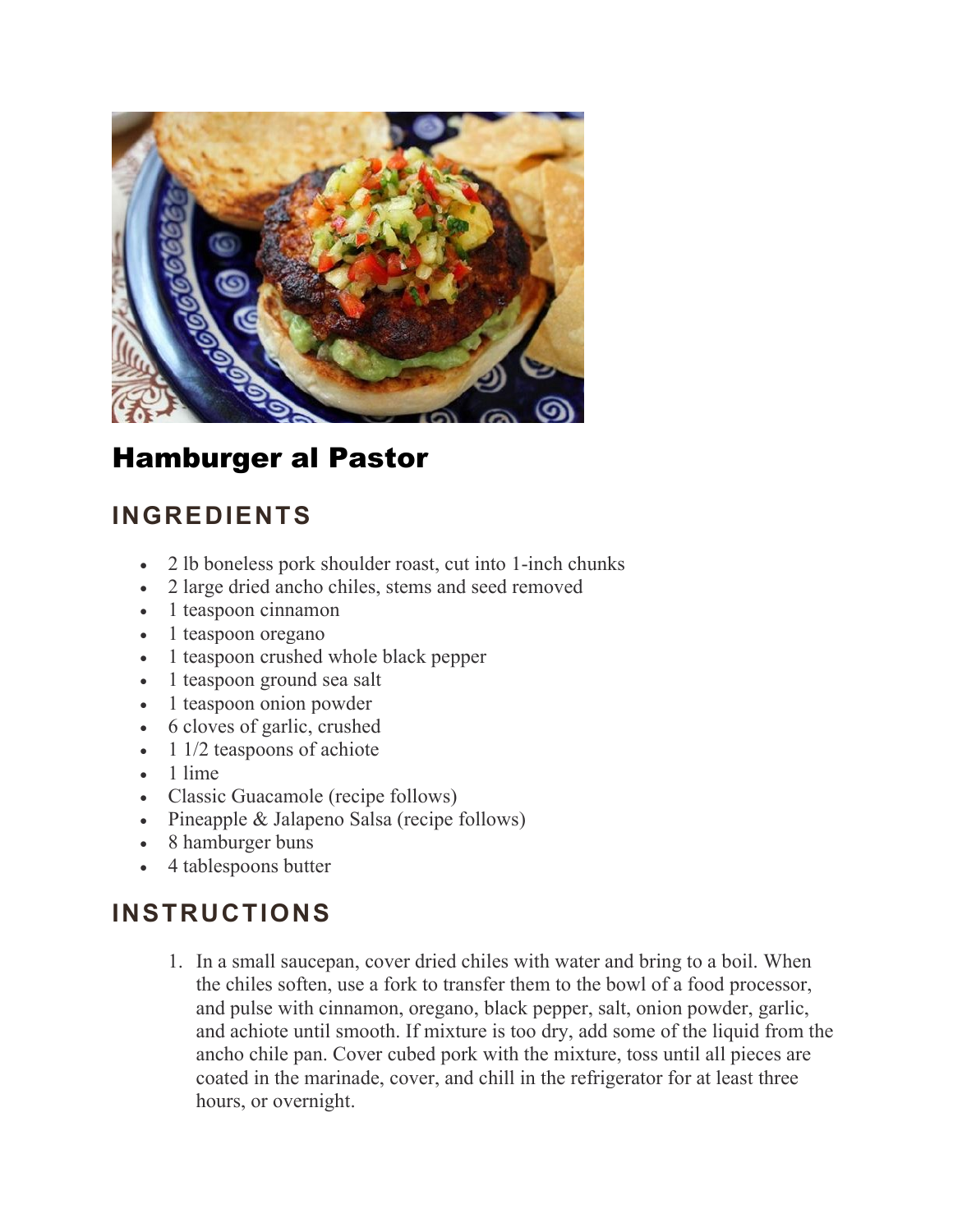# Hamburger al Pastor

## INGREDIENTS

- 2 lb boneless pork shoulder roast, cut into 1-inch chunks
- 2 large dried ancho chiles, stems and seed removed
- 1 teaspoon cinnamon
- 1 teaspoon oregano
- 1 teaspoon crushed whole black pepper
- 1 teaspoon ground sea salt
- 1 teaspoon onion powder
- 6 cloves of garlic, crushed
- 1 1/2 teaspoons of achiote
- 1 lime
- Classic Guacamole (recipe follows)
- Pineapple & Jalapeno Salsa (recipe follows)
- 8 hamburger buns
- 4 tablespoons butter

## INSTRUCTIONS

1. In a small saucepan, cover dried chiles with water and bring to a boil. When the chiles soften, use a fork to transfer them to the bowl of a food processor, and pulse with cinnamon, oregano, black pepper, salt, onion powder, garlic, and achiote until smooth. If mixture is too dry, add some of the liquid from the ancho chile pan. Cover cubed pork with the mixture, toss until all pieces are coated in the marinade, cover, and chill in the refrigerator for at least three hours, or overnight.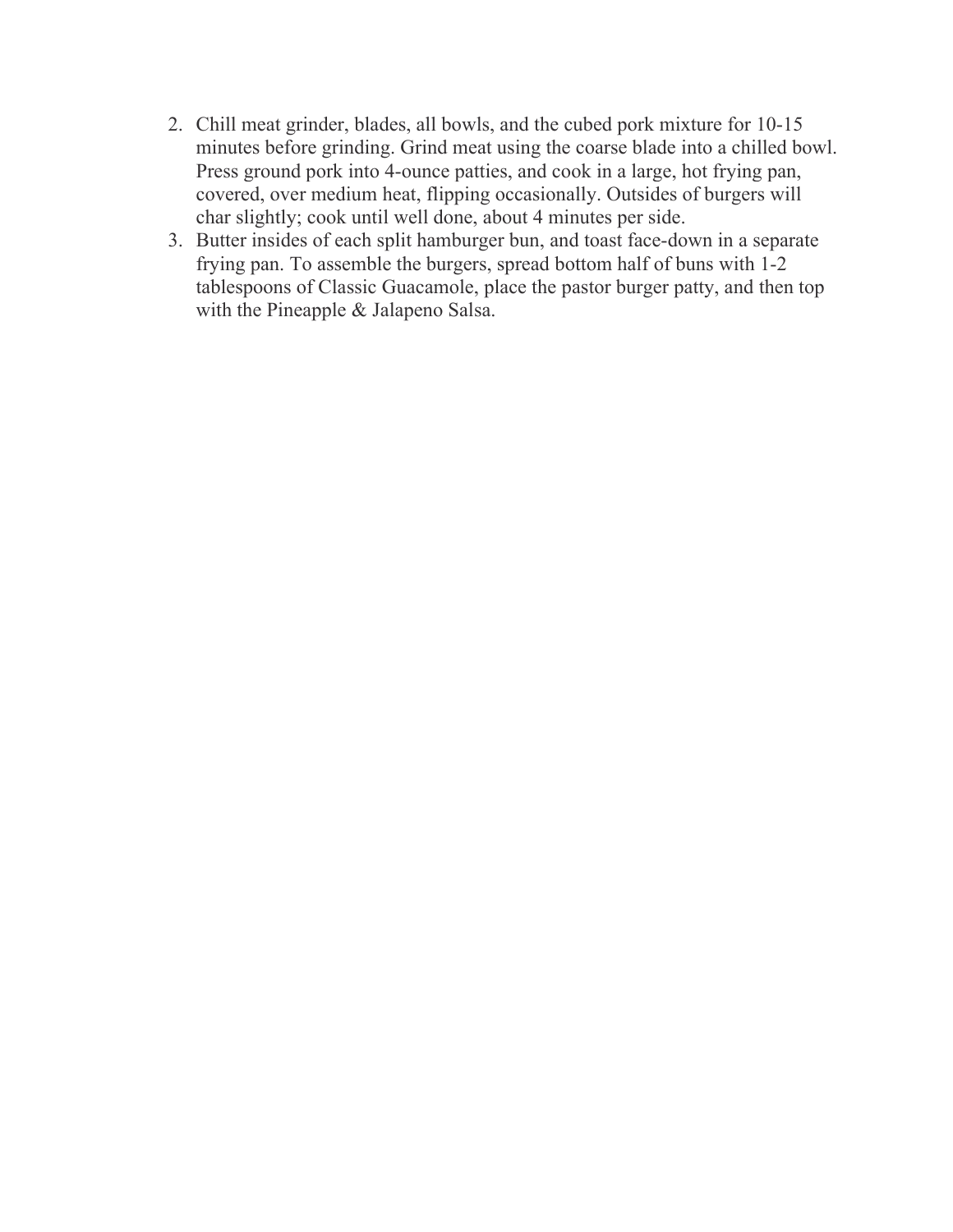2. Chill meat grinder, blades, all bowls, and the cubed pork mixture for 10-15 minutes before grinding. Grind meat using the coarse blade into a chilled bowl. Press ground pork into 4-ounce patties, and cook in a large, hot frying pan, covered, over medium heat, flipping occasionally. Outsides of burgers will char slightly; cook until well done, about 4 minutes per side.
3. Butter insides of each split hamburger bun, and toast face-down in a separate frying pan. To assemble the burgers, spread bottom half of buns with 1-2 tablespoons of Classic Guacamole, place the pastor burger patty, and then top with the Pineapple & Jalapeno Salsa.